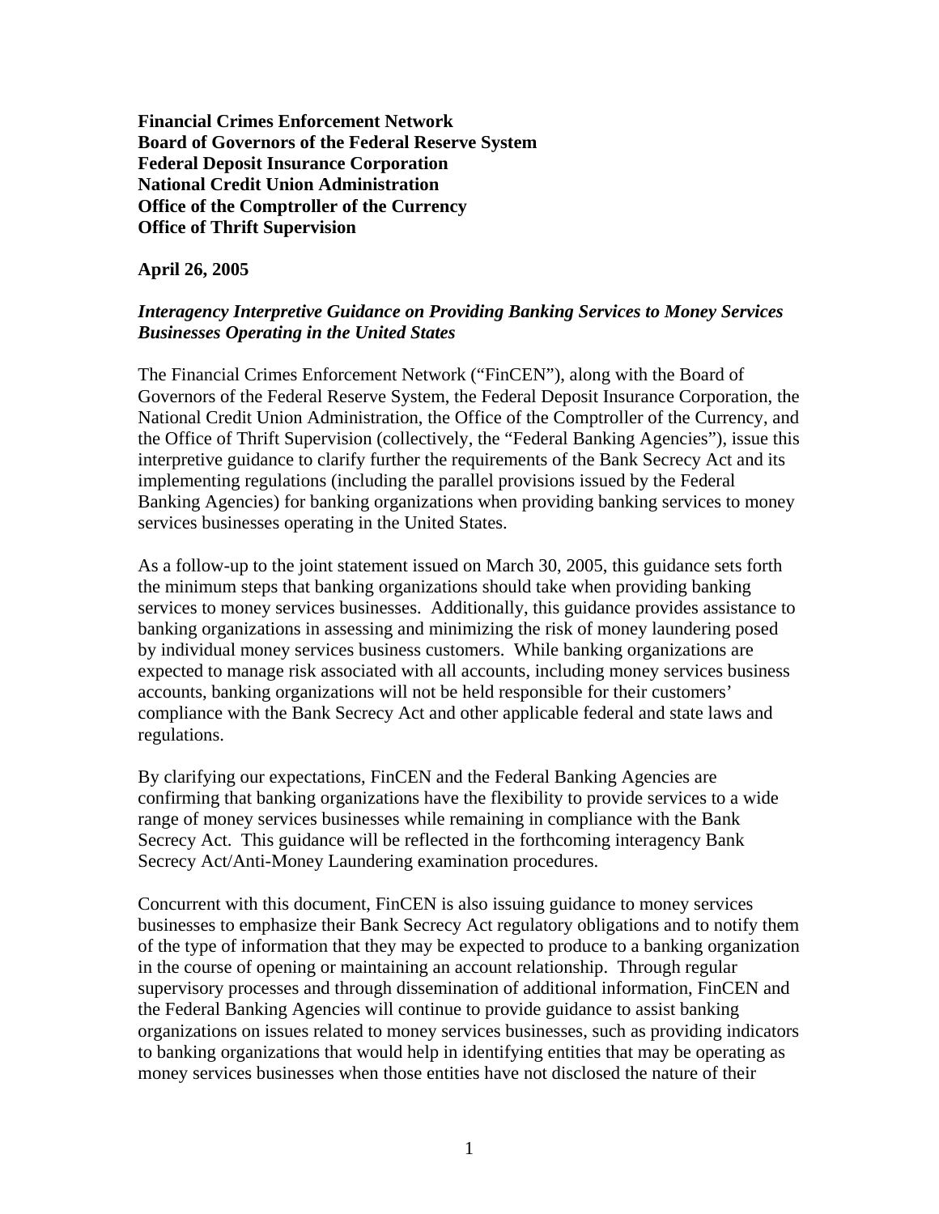**Financial Crimes Enforcement Network**
**Board of Governors of the Federal Reserve System**
**Federal Deposit Insurance Corporation**
**National Credit Union Administration**
**Office of the Comptroller of the Currency**
**Office of Thrift Supervision**

**April 26, 2005**

***Interagency Interpretive Guidance on Providing Banking Services to Money Services Businesses Operating in the United States***

The Financial Crimes Enforcement Network ("FinCEN"), along with the Board of Governors of the Federal Reserve System, the Federal Deposit Insurance Corporation, the National Credit Union Administration, the Office of the Comptroller of the Currency, and the Office of Thrift Supervision (collectively, the "Federal Banking Agencies"), issue this interpretive guidance to clarify further the requirements of the Bank Secrecy Act and its implementing regulations (including the parallel provisions issued by the Federal Banking Agencies) for banking organizations when providing banking services to money services businesses operating in the United States.

As a follow-up to the joint statement issued on March 30, 2005, this guidance sets forth the minimum steps that banking organizations should take when providing banking services to money services businesses. Additionally, this guidance provides assistance to banking organizations in assessing and minimizing the risk of money laundering posed by individual money services business customers. While banking organizations are expected to manage risk associated with all accounts, including money services business accounts, banking organizations will not be held responsible for their customers' compliance with the Bank Secrecy Act and other applicable federal and state laws and regulations.

By clarifying our expectations, FinCEN and the Federal Banking Agencies are confirming that banking organizations have the flexibility to provide services to a wide range of money services businesses while remaining in compliance with the Bank Secrecy Act. This guidance will be reflected in the forthcoming interagency Bank Secrecy Act/Anti-Money Laundering examination procedures.

Concurrent with this document, FinCEN is also issuing guidance to money services businesses to emphasize their Bank Secrecy Act regulatory obligations and to notify them of the type of information that they may be expected to produce to a banking organization in the course of opening or maintaining an account relationship. Through regular supervisory processes and through dissemination of additional information, FinCEN and the Federal Banking Agencies will continue to provide guidance to assist banking organizations on issues related to money services businesses, such as providing indicators to banking organizations that would help in identifying entities that may be operating as money services businesses when those entities have not disclosed the nature of their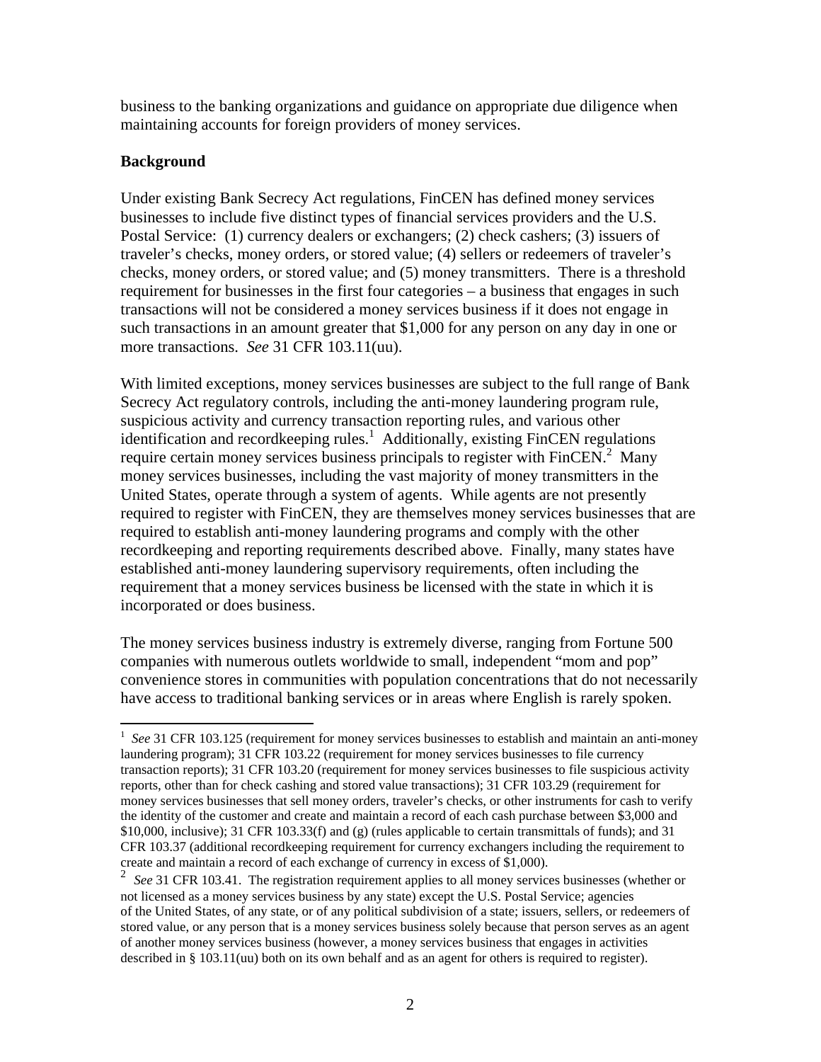business to the banking organizations and guidance on appropriate due diligence when maintaining accounts for foreign providers of money services.

**Background**

Under existing Bank Secrecy Act regulations, FinCEN has defined money services businesses to include five distinct types of financial services providers and the U.S. Postal Service: (1) currency dealers or exchangers; (2) check cashers; (3) issuers of traveler's checks, money orders, or stored value; (4) sellers or redeemers of traveler's checks, money orders, or stored value; and (5) money transmitters. There is a threshold requirement for businesses in the first four categories – a business that engages in such transactions will not be considered a money services business if it does not engage in such transactions in an amount greater that $1,000 for any person on any day in one or more transactions. *See* 31 CFR 103.11(uu).

With limited exceptions, money services businesses are subject to the full range of Bank Secrecy Act regulatory controls, including the anti-money laundering program rule, suspicious activity and currency transaction reporting rules, and various other identification and recordkeeping rules.[1] Additionally, existing FinCEN regulations require certain money services business principals to register with FinCEN.[2] Many money services businesses, including the vast majority of money transmitters in the United States, operate through a system of agents. While agents are not presently required to register with FinCEN, they are themselves money services businesses that are required to establish anti-money laundering programs and comply with the other recordkeeping and reporting requirements described above. Finally, many states have established anti-money laundering supervisory requirements, often including the requirement that a money services business be licensed with the state in which it is incorporated or does business.

The money services business industry is extremely diverse, ranging from Fortune 500 companies with numerous outlets worldwide to small, independent "mom and pop" convenience stores in communities with population concentrations that do not necessarily have access to traditional banking services or in areas where English is rarely spoken.

---

[1] *See* 31 CFR 103.125 (requirement for money services businesses to establish and maintain an anti-money laundering program); 31 CFR 103.22 (requirement for money services businesses to file currency transaction reports); 31 CFR 103.20 (requirement for money services businesses to file suspicious activity reports, other than for check cashing and stored value transactions); 31 CFR 103.29 (requirement for money services businesses that sell money orders, traveler's checks, or other instruments for cash to verify the identity of the customer and create and maintain a record of each cash purchase between $3,000 and $10,000, inclusive); 31 CFR 103.33(f) and (g) (rules applicable to certain transmittals of funds); and 31 CFR 103.37 (additional recordkeeping requirement for currency exchangers including the requirement to create and maintain a record of each exchange of currency in excess of $1,000).

[2] *See* 31 CFR 103.41. The registration requirement applies to all money services businesses (whether or not licensed as a money services business by any state) except the U.S. Postal Service; agencies of the United States, of any state, or of any political subdivision of a state; issuers, sellers, or redeemers of stored value, or any person that is a money services business solely because that person serves as an agent of another money services business (however, a money services business that engages in activities described in § 103.11(uu) both on its own behalf and as an agent for others is required to register).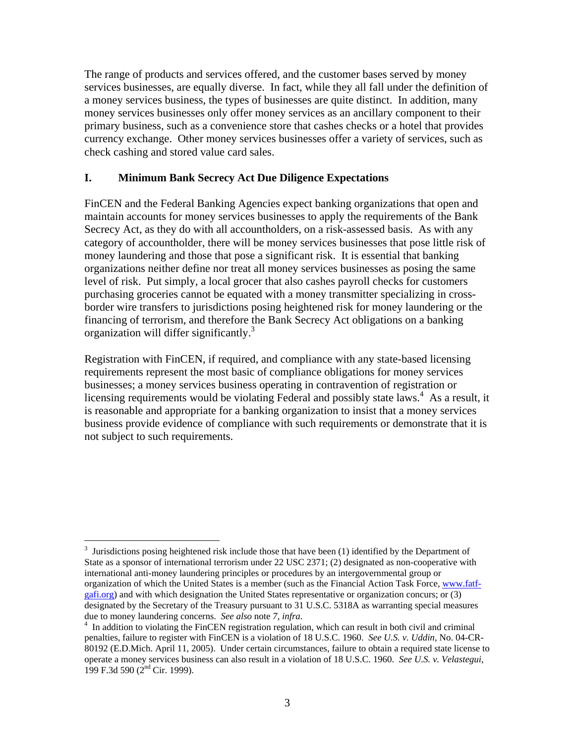The range of products and services offered, and the customer bases served by money services businesses, are equally diverse. In fact, while they all fall under the definition of a money services business, the types of businesses are quite distinct. In addition, many money services businesses only offer money services as an ancillary component to their primary business, such as a convenience store that cashes checks or a hotel that provides currency exchange. Other money services businesses offer a variety of services, such as check cashing and stored value card sales.

## I. Minimum Bank Secrecy Act Due Diligence Expectations

FinCEN and the Federal Banking Agencies expect banking organizations that open and maintain accounts for money services businesses to apply the requirements of the Bank Secrecy Act, as they do with all accountholders, on a risk-assessed basis. As with any category of accountholder, there will be money services businesses that pose little risk of money laundering and those that pose a significant risk. It is essential that banking organizations neither define nor treat all money services businesses as posing the same level of risk. Put simply, a local grocer that also cashes payroll checks for customers purchasing groceries cannot be equated with a money transmitter specializing in cross-border wire transfers to jurisdictions posing heightened risk for money laundering or the financing of terrorism, and therefore the Bank Secrecy Act obligations on a banking organization will differ significantly.[3]

Registration with FinCEN, if required, and compliance with any state-based licensing requirements represent the most basic of compliance obligations for money services businesses; a money services business operating in contravention of registration or licensing requirements would be violating Federal and possibly state laws.[4] As a result, it is reasonable and appropriate for a banking organization to insist that a money services business provide evidence of compliance with such requirements or demonstrate that it is not subject to such requirements.

---

[3] Jurisdictions posing heightened risk include those that have been (1) identified by the Department of State as a sponsor of international terrorism under 22 USC 2371; (2) designated as non-cooperative with international anti-money laundering principles or procedures by an intergovernmental group or organization of which the United States is a member (such as the Financial Action Task Force, www.fatf-gafi.org) and with which designation the United States representative or organization concurs; or (3) designated by the Secretary of the Treasury pursuant to 31 U.S.C. 5318A as warranting special measures due to money laundering concerns. *See also* note *7*, *infra*.

[4] In addition to violating the FinCEN registration regulation, which can result in both civil and criminal penalties, failure to register with FinCEN is a violation of 18 U.S.C. 1960. *See U.S. v. Uddin*, No. 04-CR-80192 (E.D.Mich. April 11, 2005). Under certain circumstances, failure to obtain a required state license to operate a money services business can also result in a violation of 18 U.S.C. 1960. *See U.S. v. Velastegui*, 199 F.3d 590 (2nd Cir. 1999).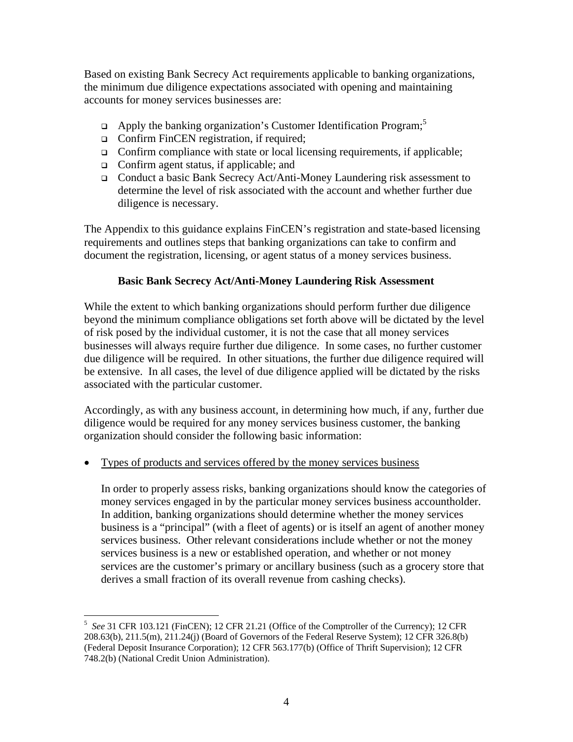Based on existing Bank Secrecy Act requirements applicable to banking organizations, the minimum due diligence expectations associated with opening and maintaining accounts for money services businesses are:

- Apply the banking organization's Customer Identification Program;[5]
- Confirm FinCEN registration, if required;
- Confirm compliance with state or local licensing requirements, if applicable;
- Confirm agent status, if applicable; and
- Conduct a basic Bank Secrecy Act/Anti-Money Laundering risk assessment to determine the level of risk associated with the account and whether further due diligence is necessary.

The Appendix to this guidance explains FinCEN's registration and state-based licensing requirements and outlines steps that banking organizations can take to confirm and document the registration, licensing, or agent status of a money services business.

### Basic Bank Secrecy Act/Anti-Money Laundering Risk Assessment

While the extent to which banking organizations should perform further due diligence beyond the minimum compliance obligations set forth above will be dictated by the level of risk posed by the individual customer, it is not the case that all money services businesses will always require further due diligence. In some cases, no further customer due diligence will be required. In other situations, the further due diligence required will be extensive. In all cases, the level of due diligence applied will be dictated by the risks associated with the particular customer.

Accordingly, as with any business account, in determining how much, if any, further due diligence would be required for any money services business customer, the banking organization should consider the following basic information:

- <u>Types of products and services offered by the money services business</u>

  In order to properly assess risks, banking organizations should know the categories of money services engaged in by the particular money services business accountholder. In addition, banking organizations should determine whether the money services business is a "principal" (with a fleet of agents) or is itself an agent of another money services business. Other relevant considerations include whether or not the money services business is a new or established operation, and whether or not money services are the customer's primary or ancillary business (such as a grocery store that derives a small fraction of its overall revenue from cashing checks).

---

[5] *See* 31 CFR 103.121 (FinCEN); 12 CFR 21.21 (Office of the Comptroller of the Currency); 12 CFR 208.63(b), 211.5(m), 211.24(j) (Board of Governors of the Federal Reserve System); 12 CFR 326.8(b) (Federal Deposit Insurance Corporation); 12 CFR 563.177(b) (Office of Thrift Supervision); 12 CFR 748.2(b) (National Credit Union Administration).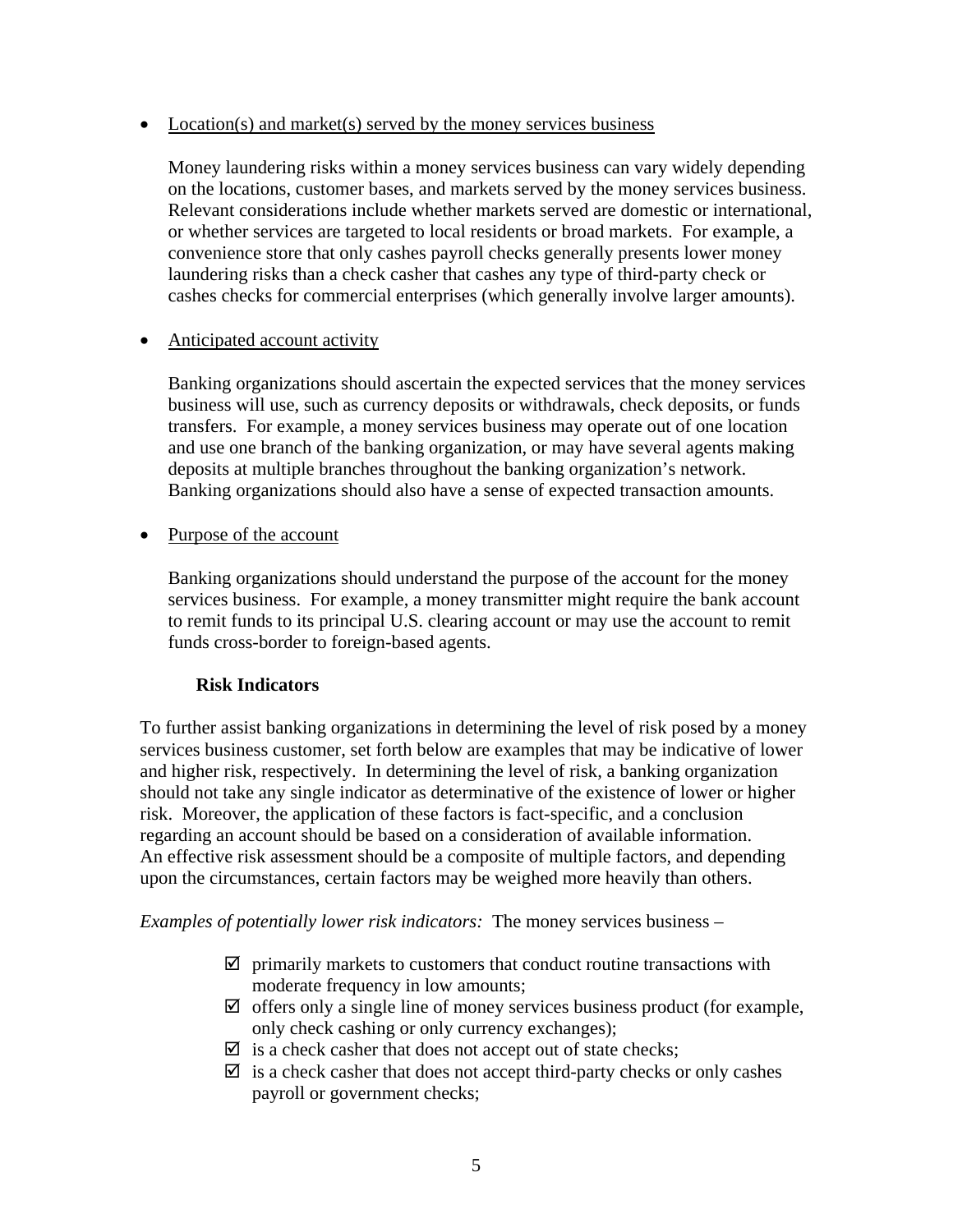- Location(s) and market(s) served by the money services business

  Money laundering risks within a money services business can vary widely depending on the locations, customer bases, and markets served by the money services business. Relevant considerations include whether markets served are domestic or international, or whether services are targeted to local residents or broad markets. For example, a convenience store that only cashes payroll checks generally presents lower money laundering risks than a check casher that cashes any type of third-party check or cashes checks for commercial enterprises (which generally involve larger amounts).

- Anticipated account activity

  Banking organizations should ascertain the expected services that the money services business will use, such as currency deposits or withdrawals, check deposits, or funds transfers. For example, a money services business may operate out of one location and use one branch of the banking organization, or may have several agents making deposits at multiple branches throughout the banking organization's network. Banking organizations should also have a sense of expected transaction amounts.

- Purpose of the account

  Banking organizations should understand the purpose of the account for the money services business. For example, a money transmitter might require the bank account to remit funds to its principal U.S. clearing account or may use the account to remit funds cross-border to foreign-based agents.

### Risk Indicators

To further assist banking organizations in determining the level of risk posed by a money services business customer, set forth below are examples that may be indicative of lower and higher risk, respectively. In determining the level of risk, a banking organization should not take any single indicator as determinative of the existence of lower or higher risk. Moreover, the application of these factors is fact-specific, and a conclusion regarding an account should be based on a consideration of available information. An effective risk assessment should be a composite of multiple factors, and depending upon the circumstances, certain factors may be weighed more heavily than others.

*Examples of potentially lower risk indicators:* The money services business –

- ☑ primarily markets to customers that conduct routine transactions with moderate frequency in low amounts;
- ☑ offers only a single line of money services business product (for example, only check cashing or only currency exchanges);
- ☑ is a check casher that does not accept out of state checks;
- ☑ is a check casher that does not accept third-party checks or only cashes payroll or government checks;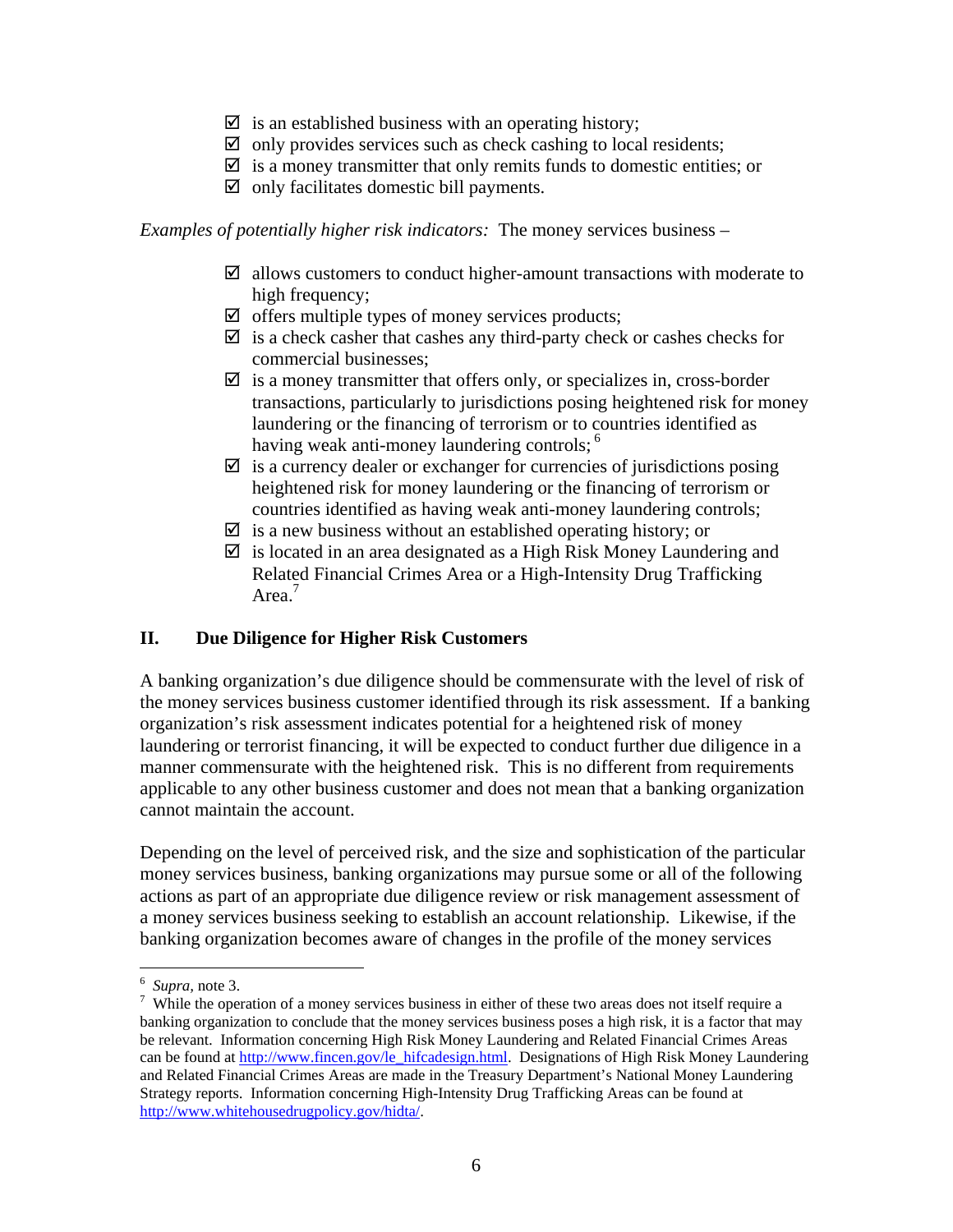- ☑ is an established business with an operating history;
- ☑ only provides services such as check cashing to local residents;
- ☑ is a money transmitter that only remits funds to domestic entities; or
- ☑ only facilitates domestic bill payments.

*Examples of potentially higher risk indicators:* The money services business –

- ☑ allows customers to conduct higher-amount transactions with moderate to high frequency;
- ☑ offers multiple types of money services products;
- ☑ is a check casher that cashes any third-party check or cashes checks for commercial businesses;
- ☑ is a money transmitter that offers only, or specializes in, cross-border transactions, particularly to jurisdictions posing heightened risk for money laundering or the financing of terrorism or to countries identified as having weak anti-money laundering controls; [6]
- ☑ is a currency dealer or exchanger for currencies of jurisdictions posing heightened risk for money laundering or the financing of terrorism or countries identified as having weak anti-money laundering controls;
- ☑ is a new business without an established operating history; or
- ☑ is located in an area designated as a High Risk Money Laundering and Related Financial Crimes Area or a High-Intensity Drug Trafficking Area.[7]

## II. Due Diligence for Higher Risk Customers

A banking organization's due diligence should be commensurate with the level of risk of the money services business customer identified through its risk assessment. If a banking organization's risk assessment indicates potential for a heightened risk of money laundering or terrorist financing, it will be expected to conduct further due diligence in a manner commensurate with the heightened risk. This is no different from requirements applicable to any other business customer and does not mean that a banking organization cannot maintain the account.

Depending on the level of perceived risk, and the size and sophistication of the particular money services business, banking organizations may pursue some or all of the following actions as part of an appropriate due diligence review or risk management assessment of a money services business seeking to establish an account relationship. Likewise, if the banking organization becomes aware of changes in the profile of the money services

---

[6] *Supra*, note 3.

[7] While the operation of a money services business in either of these two areas does not itself require a banking organization to conclude that the money services business poses a high risk, it is a factor that may be relevant. Information concerning High Risk Money Laundering and Related Financial Crimes Areas can be found at http://www.fincen.gov/le_hifcadesign.html. Designations of High Risk Money Laundering and Related Financial Crimes Areas are made in the Treasury Department's National Money Laundering Strategy reports. Information concerning High-Intensity Drug Trafficking Areas can be found at http://www.whitehousedrugpolicy.gov/hidta/.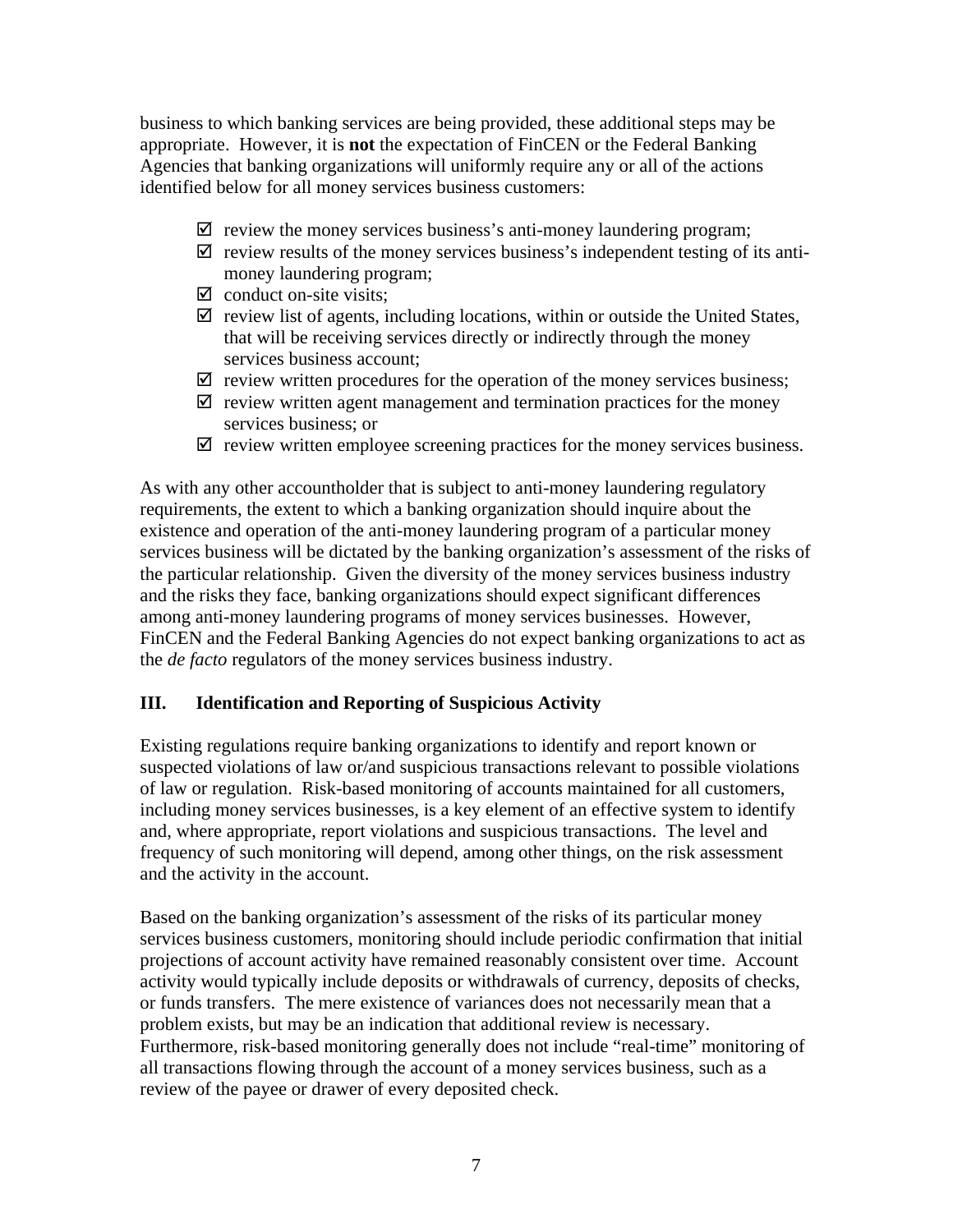business to which banking services are being provided, these additional steps may be appropriate. However, it is **not** the expectation of FinCEN or the Federal Banking Agencies that banking organizations will uniformly require any or all of the actions identified below for all money services business customers:

- ☑ review the money services business's anti-money laundering program;
- ☑ review results of the money services business's independent testing of its anti-money laundering program;
- ☑ conduct on-site visits;
- ☑ review list of agents, including locations, within or outside the United States, that will be receiving services directly or indirectly through the money services business account;
- ☑ review written procedures for the operation of the money services business;
- ☑ review written agent management and termination practices for the money services business; or
- ☑ review written employee screening practices for the money services business.

As with any other accountholder that is subject to anti-money laundering regulatory requirements, the extent to which a banking organization should inquire about the existence and operation of the anti-money laundering program of a particular money services business will be dictated by the banking organization's assessment of the risks of the particular relationship. Given the diversity of the money services business industry and the risks they face, banking organizations should expect significant differences among anti-money laundering programs of money services businesses. However, FinCEN and the Federal Banking Agencies do not expect banking organizations to act as the *de facto* regulators of the money services business industry.

## III. Identification and Reporting of Suspicious Activity

Existing regulations require banking organizations to identify and report known or suspected violations of law or/and suspicious transactions relevant to possible violations of law or regulation. Risk-based monitoring of accounts maintained for all customers, including money services businesses, is a key element of an effective system to identify and, where appropriate, report violations and suspicious transactions. The level and frequency of such monitoring will depend, among other things, on the risk assessment and the activity in the account.

Based on the banking organization's assessment of the risks of its particular money services business customers, monitoring should include periodic confirmation that initial projections of account activity have remained reasonably consistent over time. Account activity would typically include deposits or withdrawals of currency, deposits of checks, or funds transfers. The mere existence of variances does not necessarily mean that a problem exists, but may be an indication that additional review is necessary. Furthermore, risk-based monitoring generally does not include "real-time" monitoring of all transactions flowing through the account of a money services business, such as a review of the payee or drawer of every deposited check.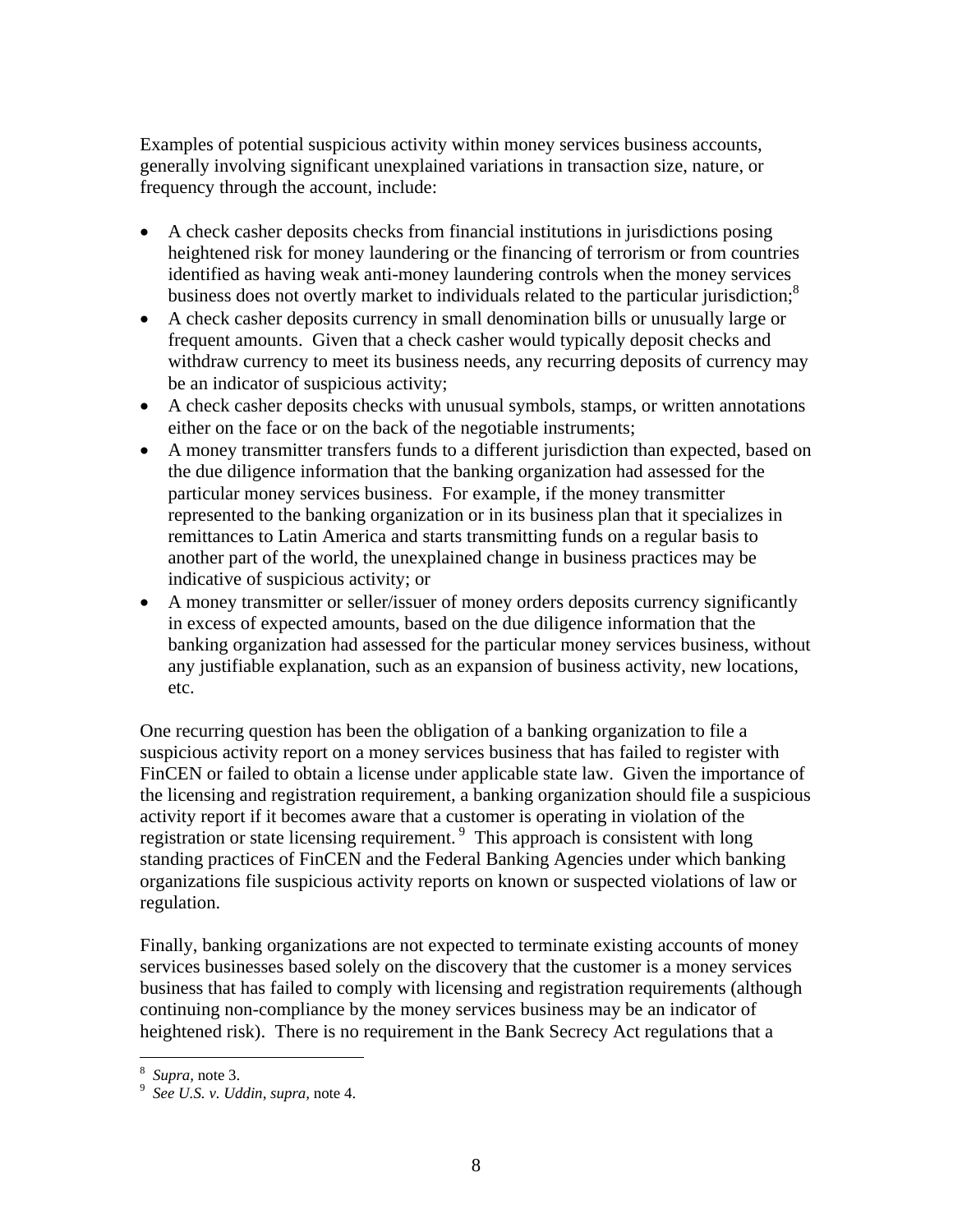Examples of potential suspicious activity within money services business accounts, generally involving significant unexplained variations in transaction size, nature, or frequency through the account, include:

- A check casher deposits checks from financial institutions in jurisdictions posing heightened risk for money laundering or the financing of terrorism or from countries identified as having weak anti-money laundering controls when the money services business does not overtly market to individuals related to the particular jurisdiction;[8]
- A check casher deposits currency in small denomination bills or unusually large or frequent amounts. Given that a check casher would typically deposit checks and withdraw currency to meet its business needs, any recurring deposits of currency may be an indicator of suspicious activity;
- A check casher deposits checks with unusual symbols, stamps, or written annotations either on the face or on the back of the negotiable instruments;
- A money transmitter transfers funds to a different jurisdiction than expected, based on the due diligence information that the banking organization had assessed for the particular money services business. For example, if the money transmitter represented to the banking organization or in its business plan that it specializes in remittances to Latin America and starts transmitting funds on a regular basis to another part of the world, the unexplained change in business practices may be indicative of suspicious activity; or
- A money transmitter or seller/issuer of money orders deposits currency significantly in excess of expected amounts, based on the due diligence information that the banking organization had assessed for the particular money services business, without any justifiable explanation, such as an expansion of business activity, new locations, etc.

One recurring question has been the obligation of a banking organization to file a suspicious activity report on a money services business that has failed to register with FinCEN or failed to obtain a license under applicable state law. Given the importance of the licensing and registration requirement, a banking organization should file a suspicious activity report if it becomes aware that a customer is operating in violation of the registration or state licensing requirement.[9] This approach is consistent with long standing practices of FinCEN and the Federal Banking Agencies under which banking organizations file suspicious activity reports on known or suspected violations of law or regulation.

Finally, banking organizations are not expected to terminate existing accounts of money services businesses based solely on the discovery that the customer is a money services business that has failed to comply with licensing and registration requirements (although continuing non-compliance by the money services business may be an indicator of heightened risk). There is no requirement in the Bank Secrecy Act regulations that a

---

[8] *Supra,* note 3.

[9] *See U.S. v. Uddin*, *supra,* note 4.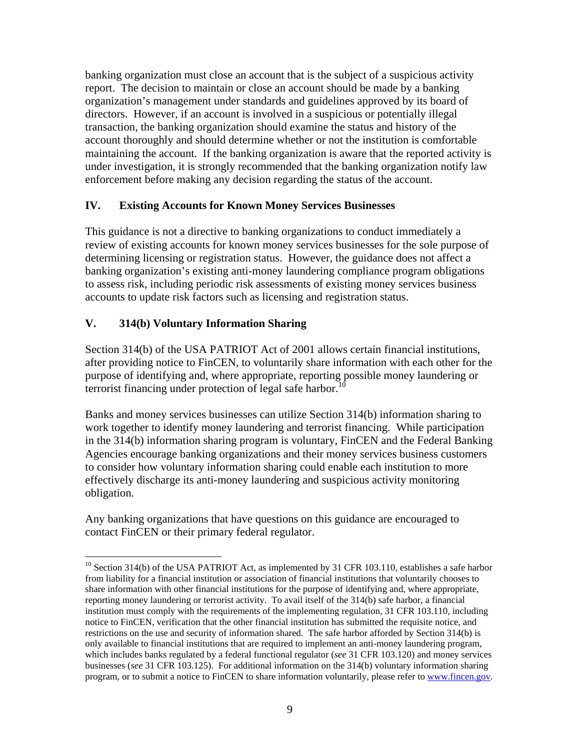banking organization must close an account that is the subject of a suspicious activity report. The decision to maintain or close an account should be made by a banking organization's management under standards and guidelines approved by its board of directors. However, if an account is involved in a suspicious or potentially illegal transaction, the banking organization should examine the status and history of the account thoroughly and should determine whether or not the institution is comfortable maintaining the account. If the banking organization is aware that the reported activity is under investigation, it is strongly recommended that the banking organization notify law enforcement before making any decision regarding the status of the account.

## IV. Existing Accounts for Known Money Services Businesses

This guidance is not a directive to banking organizations to conduct immediately a review of existing accounts for known money services businesses for the sole purpose of determining licensing or registration status. However, the guidance does not affect a banking organization's existing anti-money laundering compliance program obligations to assess risk, including periodic risk assessments of existing money services business accounts to update risk factors such as licensing and registration status.

## V. 314(b) Voluntary Information Sharing

Section 314(b) of the USA PATRIOT Act of 2001 allows certain financial institutions, after providing notice to FinCEN, to voluntarily share information with each other for the purpose of identifying and, where appropriate, reporting possible money laundering or terrorist financing under protection of legal safe harbor.[10]

Banks and money services businesses can utilize Section 314(b) information sharing to work together to identify money laundering and terrorist financing. While participation in the 314(b) information sharing program is voluntary, FinCEN and the Federal Banking Agencies encourage banking organizations and their money services business customers to consider how voluntary information sharing could enable each institution to more effectively discharge its anti-money laundering and suspicious activity monitoring obligation.

Any banking organizations that have questions on this guidance are encouraged to contact FinCEN or their primary federal regulator.

---

[10] Section 314(b) of the USA PATRIOT Act, as implemented by 31 CFR 103.110, establishes a safe harbor from liability for a financial institution or association of financial institutions that voluntarily chooses to share information with other financial institutions for the purpose of identifying and, where appropriate, reporting money laundering or terrorist activity. To avail itself of the 314(b) safe harbor, a financial institution must comply with the requirements of the implementing regulation, 31 CFR 103.110, including notice to FinCEN, verification that the other financial institution has submitted the requisite notice, and restrictions on the use and security of information shared. The safe harbor afforded by Section 314(b) is only available to financial institutions that are required to implement an anti-money laundering program, which includes banks regulated by a federal functional regulator (*see* 31 CFR 103.120) and money services businesses (*see* 31 CFR 103.125). For additional information on the 314(b) voluntary information sharing program, or to submit a notice to FinCEN to share information voluntarily, please refer to www.fincen.gov.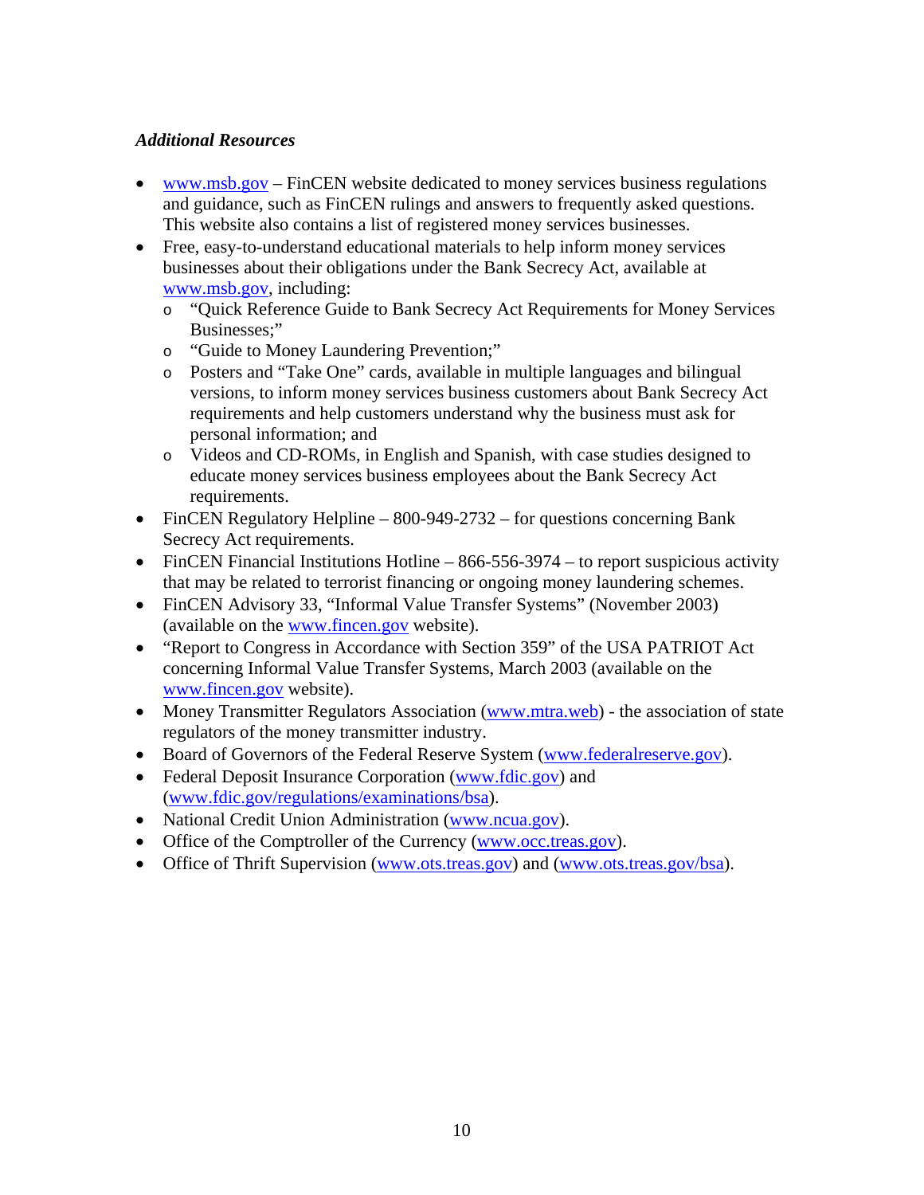***Additional Resources***

- www.msb.gov – FinCEN website dedicated to money services business regulations and guidance, such as FinCEN rulings and answers to frequently asked questions. This website also contains a list of registered money services businesses.
- Free, easy-to-understand educational materials to help inform money services businesses about their obligations under the Bank Secrecy Act, available at www.msb.gov, including:
  - "Quick Reference Guide to Bank Secrecy Act Requirements for Money Services Businesses;"
  - "Guide to Money Laundering Prevention;"
  - Posters and "Take One" cards, available in multiple languages and bilingual versions, to inform money services business customers about Bank Secrecy Act requirements and help customers understand why the business must ask for personal information; and
  - Videos and CD-ROMs, in English and Spanish, with case studies designed to educate money services business employees about the Bank Secrecy Act requirements.
- FinCEN Regulatory Helpline – 800-949-2732 – for questions concerning Bank Secrecy Act requirements.
- FinCEN Financial Institutions Hotline – 866-556-3974 – to report suspicious activity that may be related to terrorist financing or ongoing money laundering schemes.
- FinCEN Advisory 33, "Informal Value Transfer Systems" (November 2003) (available on the www.fincen.gov website).
- "Report to Congress in Accordance with Section 359" of the USA PATRIOT Act concerning Informal Value Transfer Systems, March 2003 (available on the www.fincen.gov website).
- Money Transmitter Regulators Association (www.mtra.web) - the association of state regulators of the money transmitter industry.
- Board of Governors of the Federal Reserve System (www.federalreserve.gov).
- Federal Deposit Insurance Corporation (www.fdic.gov) and (www.fdic.gov/regulations/examinations/bsa).
- National Credit Union Administration (www.ncua.gov).
- Office of the Comptroller of the Currency (www.occ.treas.gov).
- Office of Thrift Supervision (www.ots.treas.gov) and (www.ots.treas.gov/bsa).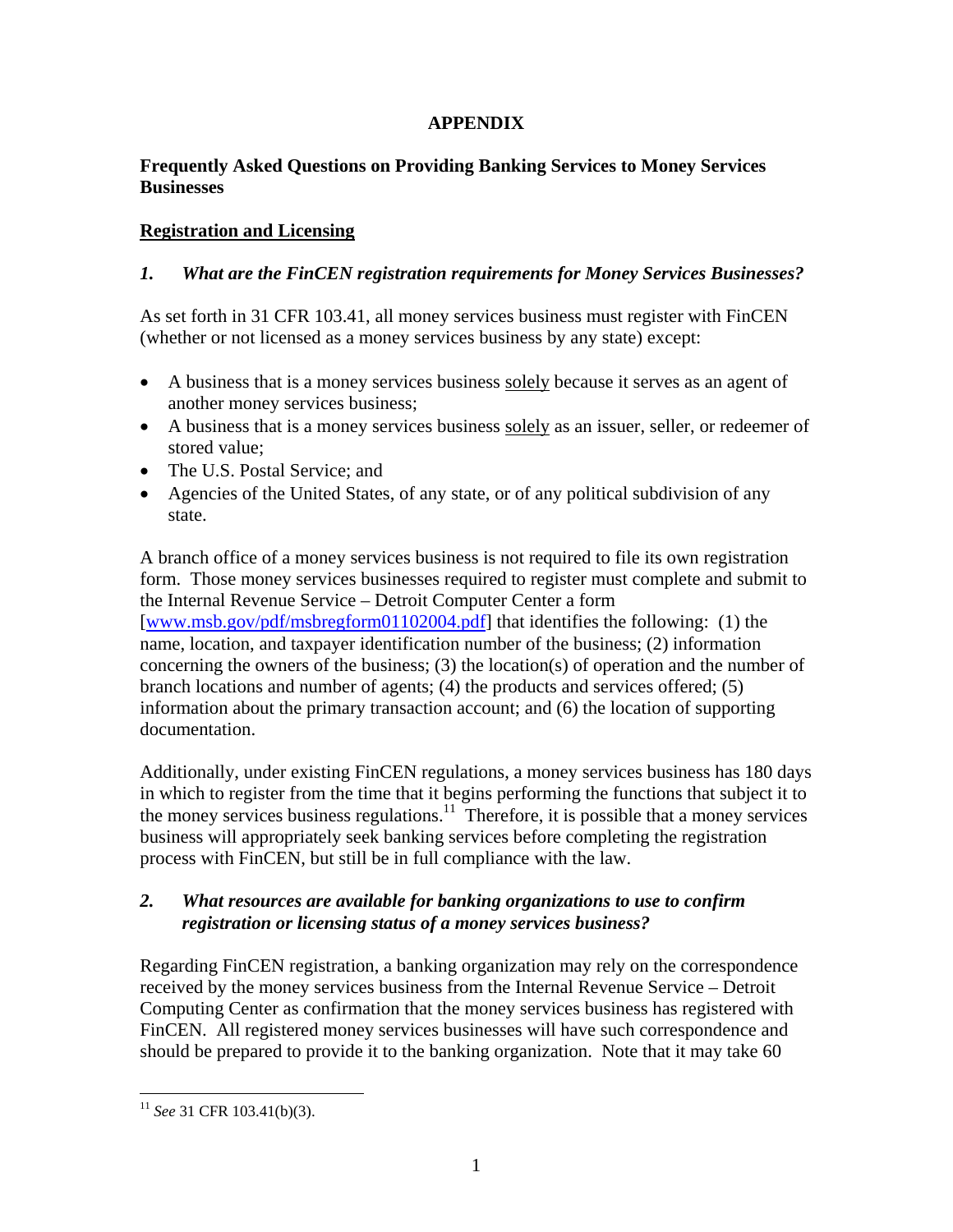# APPENDIX

## Frequently Asked Questions on Providing Banking Services to Money Services Businesses

### <u>Registration and Licensing</u>

### *1. What are the FinCEN registration requirements for Money Services Businesses?*

As set forth in 31 CFR 103.41, all money services business must register with FinCEN (whether or not licensed as a money services business by any state) except:

- A business that is a money services business <u>solely</u> because it serves as an agent of another money services business;
- A business that is a money services business <u>solely</u> as an issuer, seller, or redeemer of stored value;
- The U.S. Postal Service; and
- Agencies of the United States, of any state, or of any political subdivision of any state.

A branch office of a money services business is not required to file its own registration form. Those money services businesses required to register must complete and submit to the Internal Revenue Service – Detroit Computer Center a form [www.msb.gov/pdf/msbregform01102004.pdf] that identifies the following: (1) the name, location, and taxpayer identification number of the business; (2) information concerning the owners of the business; (3) the location(s) of operation and the number of branch locations and number of agents; (4) the products and services offered; (5) information about the primary transaction account; and (6) the location of supporting documentation.

Additionally, under existing FinCEN regulations, a money services business has 180 days in which to register from the time that it begins performing the functions that subject it to the money services business regulations.[11] Therefore, it is possible that a money services business will appropriately seek banking services before completing the registration process with FinCEN, but still be in full compliance with the law.

### *2. What resources are available for banking organizations to use to confirm registration or licensing status of a money services business?*

Regarding FinCEN registration, a banking organization may rely on the correspondence received by the money services business from the Internal Revenue Service – Detroit Computing Center as confirmation that the money services business has registered with FinCEN. All registered money services businesses will have such correspondence and should be prepared to provide it to the banking organization. Note that it may take 60

---

[11] *See* 31 CFR 103.41(b)(3).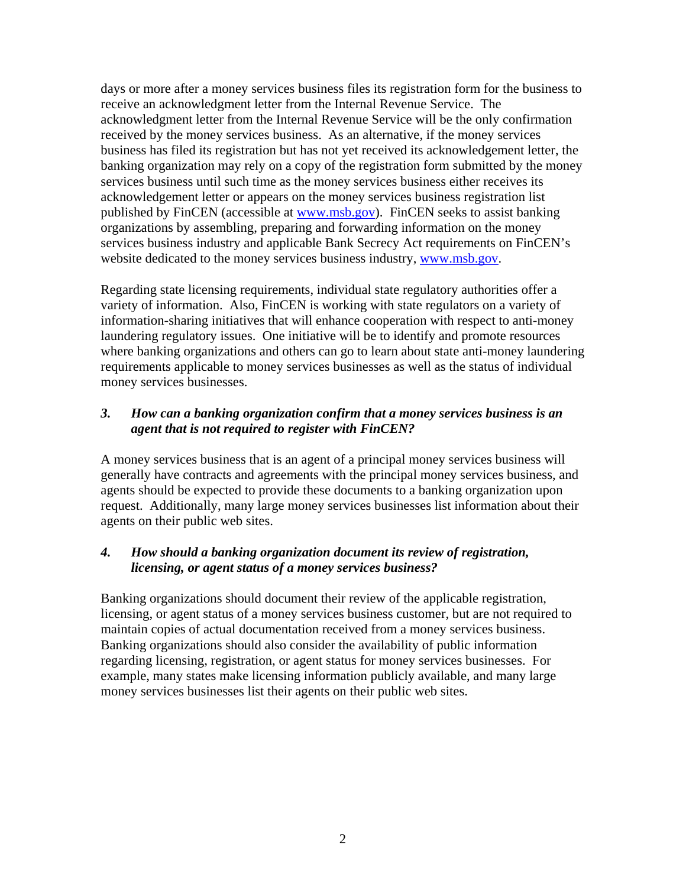days or more after a money services business files its registration form for the business to receive an acknowledgment letter from the Internal Revenue Service. The acknowledgment letter from the Internal Revenue Service will be the only confirmation received by the money services business. As an alternative, if the money services business has filed its registration but has not yet received its acknowledgement letter, the banking organization may rely on a copy of the registration form submitted by the money services business until such time as the money services business either receives its acknowledgement letter or appears on the money services business registration list published by FinCEN (accessible at www.msb.gov). FinCEN seeks to assist banking organizations by assembling, preparing and forwarding information on the money services business industry and applicable Bank Secrecy Act requirements on FinCEN's website dedicated to the money services business industry, www.msb.gov.

Regarding state licensing requirements, individual state regulatory authorities offer a variety of information. Also, FinCEN is working with state regulators on a variety of information-sharing initiatives that will enhance cooperation with respect to anti-money laundering regulatory issues. One initiative will be to identify and promote resources where banking organizations and others can go to learn about state anti-money laundering requirements applicable to money services businesses as well as the status of individual money services businesses.

### *3. How can a banking organization confirm that a money services business is an agent that is not required to register with FinCEN?*

A money services business that is an agent of a principal money services business will generally have contracts and agreements with the principal money services business, and agents should be expected to provide these documents to a banking organization upon request. Additionally, many large money services businesses list information about their agents on their public web sites.

### *4. How should a banking organization document its review of registration, licensing, or agent status of a money services business?*

Banking organizations should document their review of the applicable registration, licensing, or agent status of a money services business customer, but are not required to maintain copies of actual documentation received from a money services business. Banking organizations should also consider the availability of public information regarding licensing, registration, or agent status for money services businesses. For example, many states make licensing information publicly available, and many large money services businesses list their agents on their public web sites.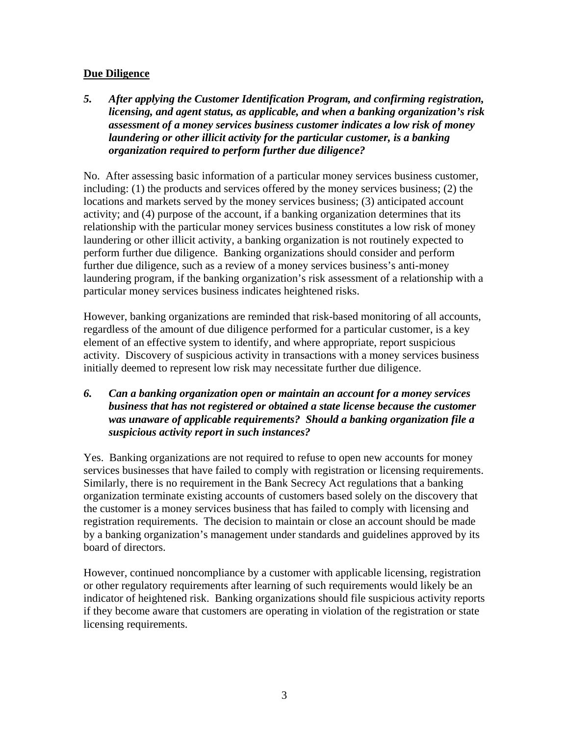**Due Diligence**

***5. After applying the Customer Identification Program, and confirming registration, licensing, and agent status, as applicable, and when a banking organization's risk assessment of a money services business customer indicates a low risk of money laundering or other illicit activity for the particular customer, is a banking organization required to perform further due diligence?***

No. After assessing basic information of a particular money services business customer, including: (1) the products and services offered by the money services business; (2) the locations and markets served by the money services business; (3) anticipated account activity; and (4) purpose of the account, if a banking organization determines that its relationship with the particular money services business constitutes a low risk of money laundering or other illicit activity, a banking organization is not routinely expected to perform further due diligence. Banking organizations should consider and perform further due diligence, such as a review of a money services business's anti-money laundering program, if the banking organization's risk assessment of a relationship with a particular money services business indicates heightened risks.

However, banking organizations are reminded that risk-based monitoring of all accounts, regardless of the amount of due diligence performed for a particular customer, is a key element of an effective system to identify, and where appropriate, report suspicious activity. Discovery of suspicious activity in transactions with a money services business initially deemed to represent low risk may necessitate further due diligence.

***6. Can a banking organization open or maintain an account for a money services business that has not registered or obtained a state license because the customer was unaware of applicable requirements? Should a banking organization file a suspicious activity report in such instances?***

Yes. Banking organizations are not required to refuse to open new accounts for money services businesses that have failed to comply with registration or licensing requirements. Similarly, there is no requirement in the Bank Secrecy Act regulations that a banking organization terminate existing accounts of customers based solely on the discovery that the customer is a money services business that has failed to comply with licensing and registration requirements. The decision to maintain or close an account should be made by a banking organization's management under standards and guidelines approved by its board of directors.

However, continued noncompliance by a customer with applicable licensing, registration or other regulatory requirements after learning of such requirements would likely be an indicator of heightened risk. Banking organizations should file suspicious activity reports if they become aware that customers are operating in violation of the registration or state licensing requirements.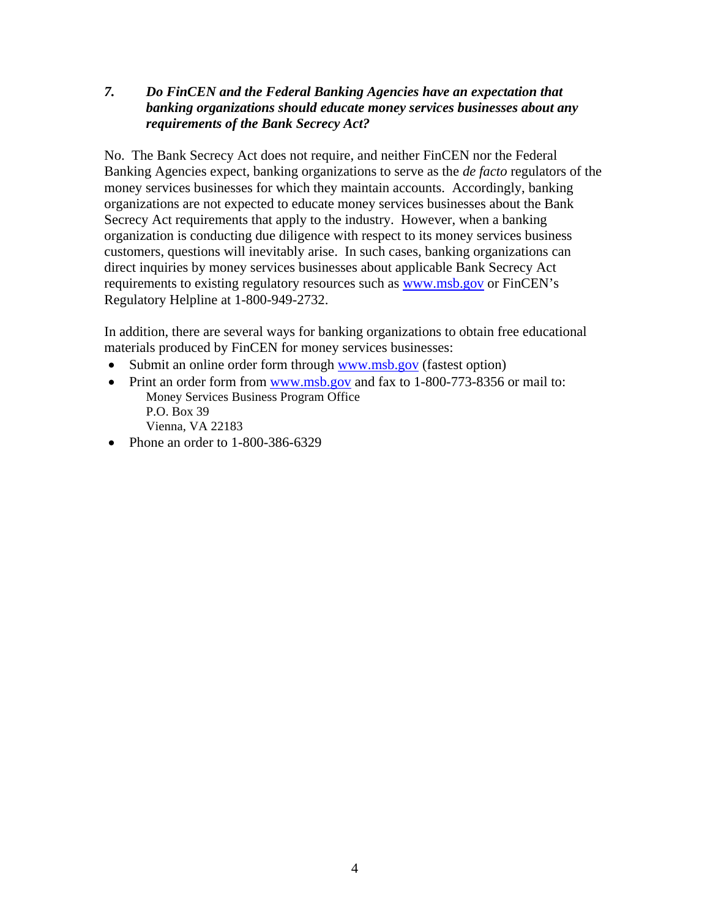***7. Do FinCEN and the Federal Banking Agencies have an expectation that banking organizations should educate money services businesses about any requirements of the Bank Secrecy Act?***

No. The Bank Secrecy Act does not require, and neither FinCEN nor the Federal Banking Agencies expect, banking organizations to serve as the *de facto* regulators of the money services businesses for which they maintain accounts. Accordingly, banking organizations are not expected to educate money services businesses about the Bank Secrecy Act requirements that apply to the industry. However, when a banking organization is conducting due diligence with respect to its money services business customers, questions will inevitably arise. In such cases, banking organizations can direct inquiries by money services businesses about applicable Bank Secrecy Act requirements to existing regulatory resources such as www.msb.gov or FinCEN's Regulatory Helpline at 1-800-949-2732.

In addition, there are several ways for banking organizations to obtain free educational materials produced by FinCEN for money services businesses:

- Submit an online order form through www.msb.gov (fastest option)
- Print an order form from www.msb.gov and fax to 1-800-773-8356 or mail to:
  Money Services Business Program Office
  P.O. Box 39
  Vienna, VA 22183
- Phone an order to 1-800-386-6329